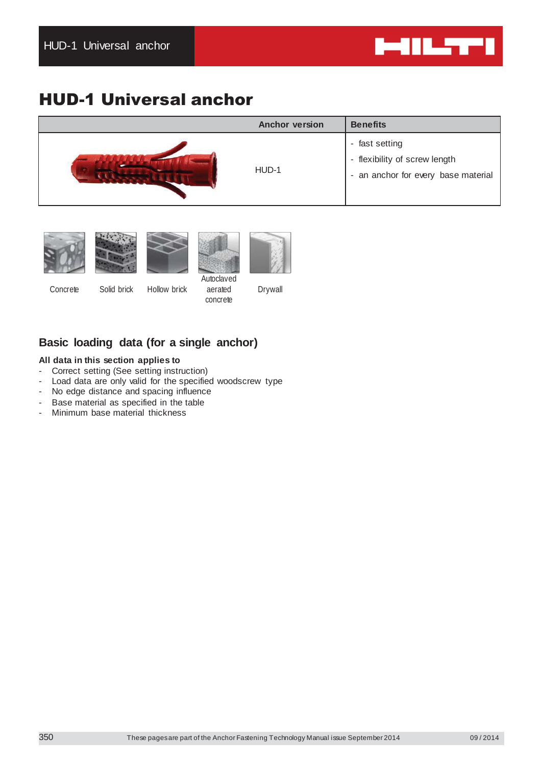# HUD-1 Universal anchor

| | Anchor version | Benefits |
|---|---|---|
| | HUD-1 | - fast setting<br>- flexibility of screw length<br>- an anchor for every base material |

Concrete | Solid brick | Hollow brick | Autoclaved aerated concrete | Drywall

## Basic loading data (for a single anchor)

**All data in this section applies to**

- Correct setting (See setting instruction)
- Load data are only valid for the specified woodscrew type
- No edge distance and spacing influence
- Base material as specified in the table
- Minimum base material thickness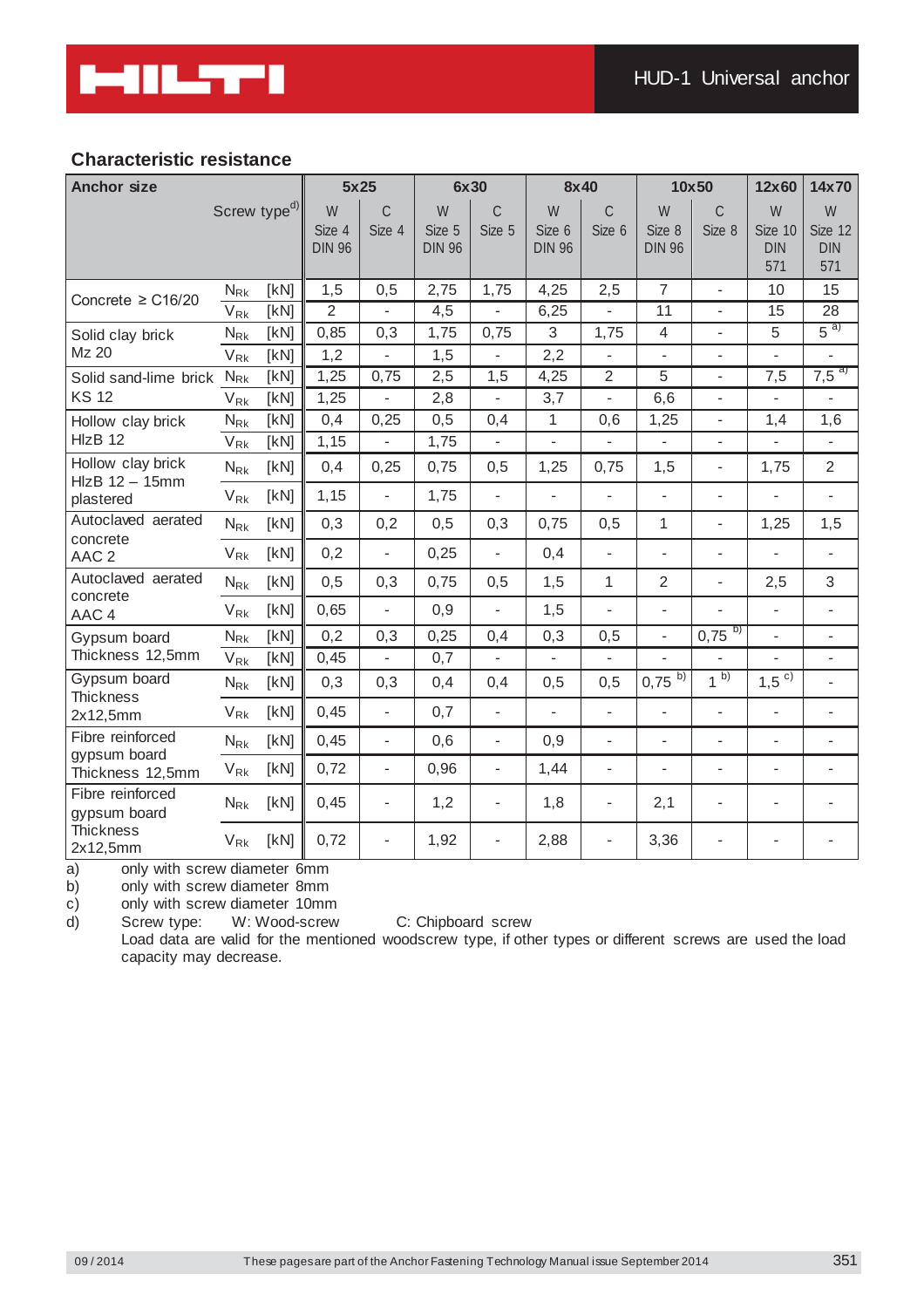## Characteristic resistance

| Anchor size | | | 5x25 | | 6x30 | | 8x40 | | 10x50 | | 12x60 | 14x70 |
|---|---|---|---|---|---|---|---|---|---|---|---|---|
| Screw type[d] | | | W Size 4 DIN 96 | C Size 4 | W Size 5 DIN 96 | C Size 5 | W Size 6 DIN 96 | C Size 6 | W Size 8 DIN 96 | C Size 8 | W Size 10 DIN 571 | W Size 12 DIN 571 |
| Concrete ≥ C16/20 | $N_{Rk}$ | [kN] | 1,5 | 0,5 | 2,75 | 1,75 | 4,25 | 2,5 | 7 | - | 10 | 15 |
| | $V_{Rk}$ | [kN] | 2 | - | 4,5 | - | 6,25 | - | 11 | - | 15 | 28 |
| Solid clay brick Mz 20 | $N_{Rk}$ | [kN] | 0,85 | 0,3 | 1,75 | 0,75 | 3 | 1,75 | 4 | - | 5 | 5 [a] |
| | $V_{Rk}$ | [kN] | 1,2 | - | 1,5 | - | 2,2 | - | - | - | - | - |
| Solid sand-lime brick KS 12 | $N_{Rk}$ | [kN] | 1,25 | 0,75 | 2,5 | 1,5 | 4,25 | 2 | 5 | - | 7,5 | 7,5 [a] |
| | $V_{Rk}$ | [kN] | 1,25 | - | 2,8 | - | 3,7 | - | 6,6 | - | - | - |
| Hollow clay brick HlzB 12 | $N_{Rk}$ | [kN] | 0,4 | 0,25 | 0,5 | 0,4 | 1 | 0,6 | 1,25 | - | 1,4 | 1,6 |
| | $V_{Rk}$ | [kN] | 1,15 | - | 1,75 | - | - | - | - | - | - | - |
| Hollow clay brick HlzB 12 – 15mm plastered | $N_{Rk}$ | [kN] | 0,4 | 0,25 | 0,75 | 0,5 | 1,25 | 0,75 | 1,5 | - | 1,75 | 2 |
| | $V_{Rk}$ | [kN] | 1,15 | - | 1,75 | - | - | - | - | - | - | - |
| Autoclaved aerated concrete AAC 2 | $N_{Rk}$ | [kN] | 0,3 | 0,2 | 0,5 | 0,3 | 0,75 | 0,5 | 1 | - | 1,25 | 1,5 |
| | $V_{Rk}$ | [kN] | 0,2 | - | 0,25 | - | 0,4 | - | - | - | - | - |
| Autoclaved aerated concrete AAC 4 | $N_{Rk}$ | [kN] | 0,5 | 0,3 | 0,75 | 0,5 | 1,5 | 1 | 2 | - | 2,5 | 3 |
| | $V_{Rk}$ | [kN] | 0,65 | - | 0,9 | - | 1,5 | - | - | - | - | - |
| Gypsum board Thickness 12,5mm | $N_{Rk}$ | [kN] | 0,2 | 0,3 | 0,25 | 0,4 | 0,3 | 0,5 | - | 0,75 [b] | - | - |
| | $V_{Rk}$ | [kN] | 0,45 | - | 0,7 | - | - | - | - | - | - | - |
| Gypsum board Thickness 2x12,5mm | $N_{Rk}$ | [kN] | 0,3 | 0,3 | 0,4 | 0,4 | 0,5 | 0,5 | 0,75 [b] | 1 [b] | 1,5 [c] | - |
| | $V_{Rk}$ | [kN] | 0,45 | - | 0,7 | - | - | - | - | - | - | - |
| Fibre reinforced gypsum board Thickness 12,5mm | $N_{Rk}$ | [kN] | 0,45 | - | 0,6 | - | 0,9 | - | - | - | - | - |
| | $V_{Rk}$ | [kN] | 0,72 | - | 0,96 | - | 1,44 | - | - | - | - | - |
| Fibre reinforced gypsum board Thickness 2x12,5mm | $N_{Rk}$ | [kN] | 0,45 | - | 1,2 | - | 1,8 | - | 2,1 | - | - | - |
| | $V_{Rk}$ | [kN] | 0,72 | - | 1,92 | - | 2,88 | - | 3,36 | - | - | - |

a) only with screw diameter 6mm
b) only with screw diameter 8mm
c) only with screw diameter 10mm
d) Screw type: W: Wood-screw C: Chipboard screw
Load data are valid for the mentioned woodscrew type, if other types or different screws are used the load capacity may decrease.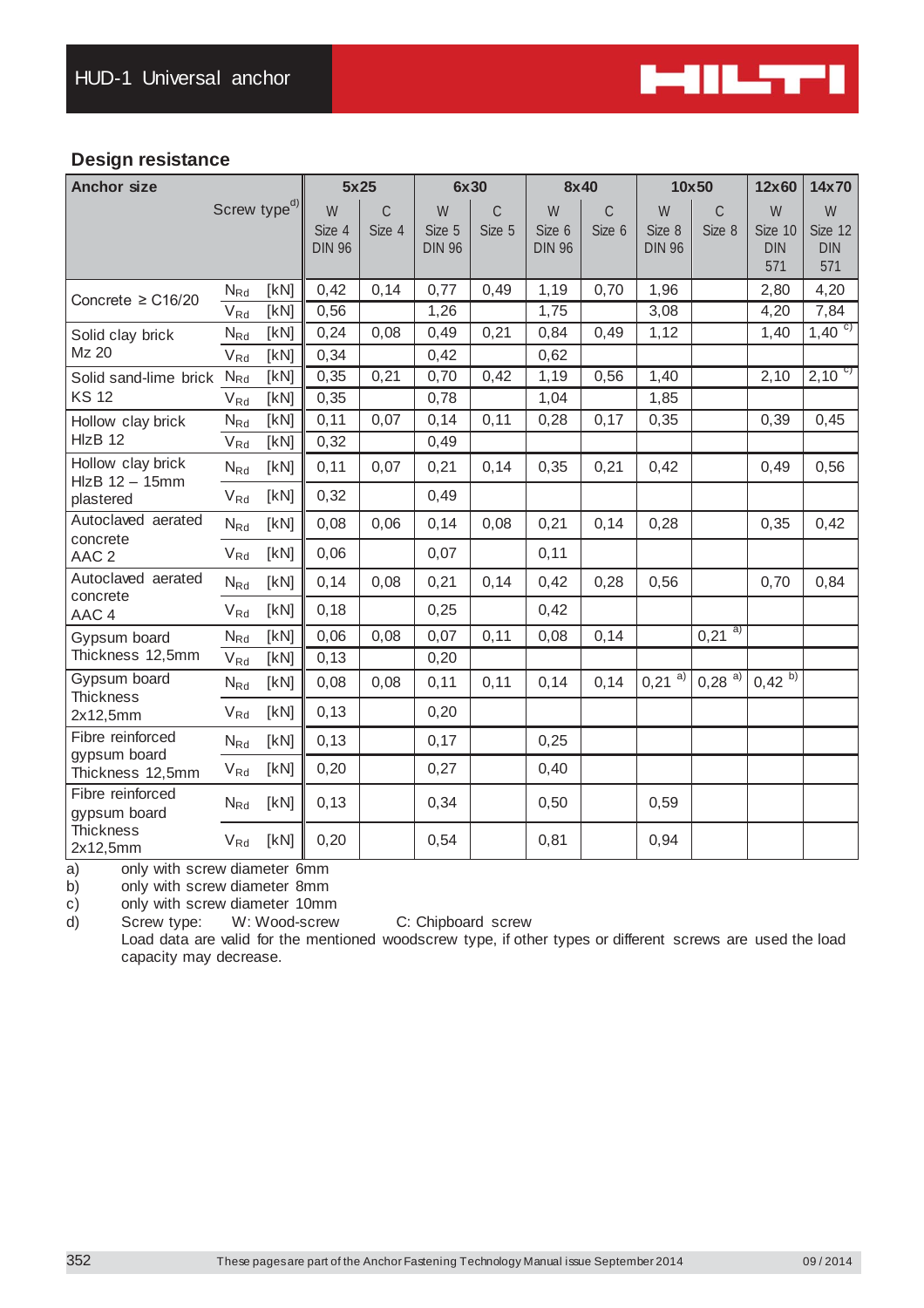## Design resistance

| Anchor size | | | 5x25 | | 6x30 | | 8x40 | | 10x50 | | 12x60 | 14x70 |
|---|---|---|---|---|---|---|---|---|---|---|---|---|
| | Screw type[d] | | W Size 4 DIN 96 | C Size 4 | W Size 5 DIN 96 | C Size 5 | W Size 6 DIN 96 | C Size 6 | W Size 8 DIN 96 | C Size 8 | W Size 10 DIN 571 | W Size 12 DIN 571 |
| Concrete ≥ C16/20 | $N_{Rd}$ | [kN] | 0,42 | 0,14 | 0,77 | 0,49 | 1,19 | 0,70 | 1,96 | | 2,80 | 4,20 |
| | $V_{Rd}$ | [kN] | 0,56 | | 1,26 | | 1,75 | | 3,08 | | 4,20 | 7,84 |
| Solid clay brick Mz 20 | $N_{Rd}$ | [kN] | 0,24 | 0,08 | 0,49 | 0,21 | 0,84 | 0,49 | 1,12 | | 1,40 | 1,40 [c] |
| | $V_{Rd}$ | [kN] | 0,34 | | 0,42 | | 0,62 | | | | | |
| Solid sand-lime brick KS 12 | $N_{Rd}$ | [kN] | 0,35 | 0,21 | 0,70 | 0,42 | 1,19 | 0,56 | 1,40 | | 2,10 | 2,10 [c] |
| | $V_{Rd}$ | [kN] | 0,35 | | 0,78 | | 1,04 | | 1,85 | | | |
| Hollow clay brick HlzB 12 | $N_{Rd}$ | [kN] | 0,11 | 0,07 | 0,14 | 0,11 | 0,28 | 0,17 | 0,35 | | 0,39 | 0,45 |
| | $V_{Rd}$ | [kN] | 0,32 | | 0,49 | | | | | | | |
| Hollow clay brick HlzB 12 – 15mm plastered | $N_{Rd}$ | [kN] | 0,11 | 0,07 | 0,21 | 0,14 | 0,35 | 0,21 | 0,42 | | 0,49 | 0,56 |
| | $V_{Rd}$ | [kN] | 0,32 | | 0,49 | | | | | | | |
| Autoclaved aerated concrete AAC 2 | $N_{Rd}$ | [kN] | 0,08 | 0,06 | 0,14 | 0,08 | 0,21 | 0,14 | 0,28 | | 0,35 | 0,42 |
| | $V_{Rd}$ | [kN] | 0,06 | | 0,07 | | 0,11 | | | | | |
| Autoclaved aerated concrete AAC 4 | $N_{Rd}$ | [kN] | 0,14 | 0,08 | 0,21 | 0,14 | 0,42 | 0,28 | 0,56 | | 0,70 | 0,84 |
| | $V_{Rd}$ | [kN] | 0,18 | | 0,25 | | 0,42 | | | | | |
| Gypsum board Thickness 12,5mm | $N_{Rd}$ | [kN] | 0,06 | 0,08 | 0,07 | 0,11 | 0,08 | 0,14 | | 0,21 [a] | | |
| | $V_{Rd}$ | [kN] | 0,13 | | 0,20 | | | | | | | |
| Gypsum board Thickness 2x12,5mm | $N_{Rd}$ | [kN] | 0,08 | 0,08 | 0,11 | 0,11 | 0,14 | 0,14 | 0,21 [a] | 0,28 [a] | 0,42 [b] | |
| | $V_{Rd}$ | [kN] | 0,13 | | 0,20 | | | | | | | |
| Fibre reinforced gypsum board Thickness 12,5mm | $N_{Rd}$ | [kN] | 0,13 | | 0,17 | | 0,25 | | | | | |
| | $V_{Rd}$ | [kN] | 0,20 | | 0,27 | | 0,40 | | | | | |
| Fibre reinforced gypsum board Thickness 2x12,5mm | $N_{Rd}$ | [kN] | 0,13 | | 0,34 | | 0,50 | | 0,59 | | | |
| | $V_{Rd}$ | [kN] | 0,20 | | 0,54 | | 0,81 | | 0,94 | | | |

a) only with screw diameter 6mm
b) only with screw diameter 8mm
c) only with screw diameter 10mm
d) Screw type: W: Wood-screw C: Chipboard screw
Load data are valid for the mentioned woodscrew type, if other types or different screws are used the load capacity may decrease.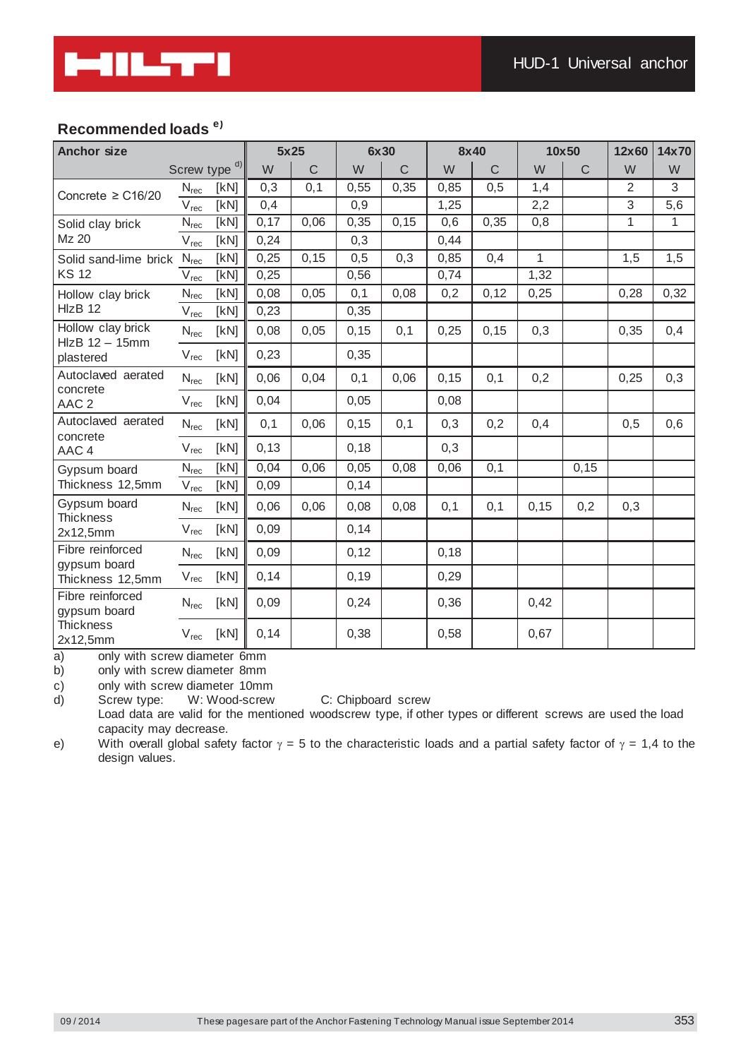## Recommended loads e)

| Anchor size | | | 5x25 | | 6x30 | | 8x40 | | 10x50 | | 12x60 | 14x70 |
|---|---|---|---|---|---|---|---|---|---|---|---|---|
| | Screw type d) | | W | C | W | C | W | C | W | C | W | W |
| Concrete ≥ C16/20 | $N_{rec}$ | [kN] | 0,3 | 0,1 | 0,55 | 0,35 | 0,85 | 0,5 | 1,4 | | 2 | 3 |
| | $V_{rec}$ | [kN] | 0,4 | | 0,9 | | 1,25 | | 2,2 | | 3 | 5,6 |
| Solid clay brick Mz 20 | $N_{rec}$ | [kN] | 0,17 | 0,06 | 0,35 | 0,15 | 0,6 | 0,35 | 0,8 | | 1 | 1 |
| | $V_{rec}$ | [kN] | 0,24 | | 0,3 | | 0,44 | | | | | |
| Solid sand-lime brick KS 12 | $N_{rec}$ | [kN] | 0,25 | 0,15 | 0,5 | 0,3 | 0,85 | 0,4 | 1 | | 1,5 | 1,5 |
| | $V_{rec}$ | [kN] | 0,25 | | 0,56 | | 0,74 | | 1,32 | | | |
| Hollow clay brick HlzB 12 | $N_{rec}$ | [kN] | 0,08 | 0,05 | 0,1 | 0,08 | 0,2 | 0,12 | 0,25 | | 0,28 | 0,32 |
| | $V_{rec}$ | [kN] | 0,23 | | 0,35 | | | | | | | |
| Hollow clay brick HlzB 12 – 15mm plastered | $N_{rec}$ | [kN] | 0,08 | 0,05 | 0,15 | 0,1 | 0,25 | 0,15 | 0,3 | | 0,35 | 0,4 |
| | $V_{rec}$ | [kN] | 0,23 | | 0,35 | | | | | | | |
| Autoclaved aerated concrete AAC 2 | $N_{rec}$ | [kN] | 0,06 | 0,04 | 0,1 | 0,06 | 0,15 | 0,1 | 0,2 | | 0,25 | 0,3 |
| | $V_{rec}$ | [kN] | 0,04 | | 0,05 | | 0,08 | | | | | |
| Autoclaved aerated concrete AAC 4 | $N_{rec}$ | [kN] | 0,1 | 0,06 | 0,15 | 0,1 | 0,3 | 0,2 | 0,4 | | 0,5 | 0,6 |
| | $V_{rec}$ | [kN] | 0,13 | | 0,18 | | 0,3 | | | | | |
| Gypsum board Thickness 12,5mm | $N_{rec}$ | [kN] | 0,04 | 0,06 | 0,05 | 0,08 | 0,06 | 0,1 | | 0,15 | | |
| | $V_{rec}$ | [kN] | 0,09 | | 0,14 | | | | | | | |
| Gypsum board Thickness 2x12,5mm | $N_{rec}$ | [kN] | 0,06 | 0,06 | 0,08 | 0,08 | 0,1 | 0,1 | 0,15 | 0,2 | 0,3 | |
| | $V_{rec}$ | [kN] | 0,09 | | 0,14 | | | | | | | |
| Fibre reinforced gypsum board Thickness 12,5mm | $N_{rec}$ | [kN] | 0,09 | | 0,12 | | 0,18 | | | | | |
| | $V_{rec}$ | [kN] | 0,14 | | 0,19 | | 0,29 | | | | | |
| Fibre reinforced gypsum board Thickness 2x12,5mm | $N_{rec}$ | [kN] | 0,09 | | 0,24 | | 0,36 | | 0,42 | | | |
| | $V_{rec}$ | [kN] | 0,14 | | 0,38 | | 0,58 | | 0,67 | | | |

a) only with screw diameter 6mm
b) only with screw diameter 8mm
c) only with screw diameter 10mm
d) Screw type: W: Wood-screw C: Chipboard screw
Load data are valid for the mentioned woodscrew type, if other types or different screws are used the load capacity may decrease.
e) With overall global safety factor $\gamma$ = 5 to the characteristic loads and a partial safety factor of $\gamma$ = 1,4 to the design values.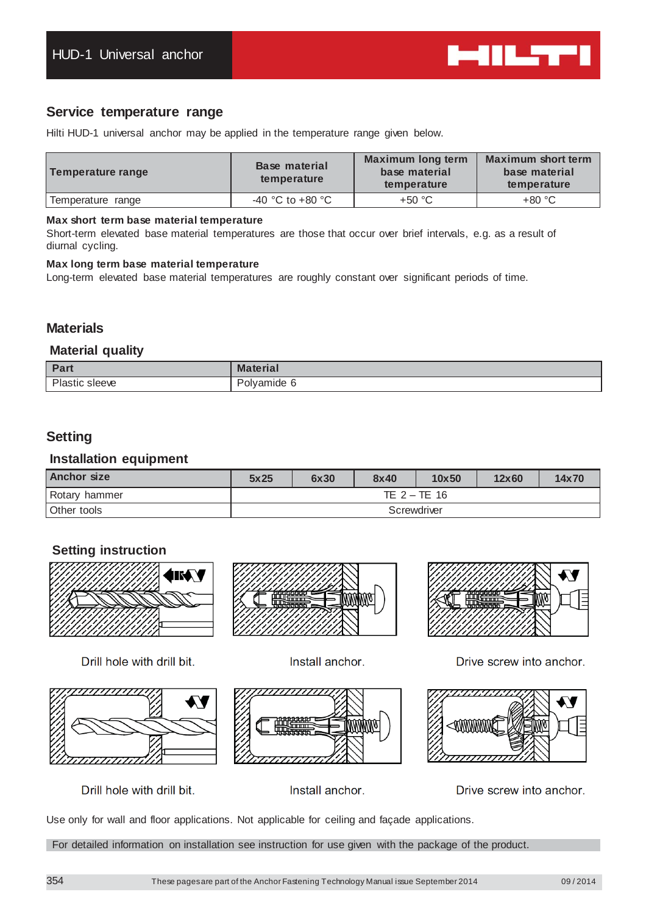# HUD-1 Universal anchor

## Service temperature range

Hilti HUD-1 universal anchor may be applied in the temperature range given below.

| Temperature range | Base material temperature | Maximum long term base material temperature | Maximum short term base material temperature |
|---|---|---|---|
| Temperature range | -40 °C to +80 °C | +50 °C | +80 °C |

**Max short term base material temperature**
Short-term elevated base material temperatures are those that occur over brief intervals, e.g. as a result of diurnal cycling.

**Max long term base material temperature**
Long-term elevated base material temperatures are roughly constant over significant periods of time.

## Materials

### Material quality

| Part | Material |
|---|---|
| Plastic sleeve | Polyamide 6 |

## Setting

### Installation equipment

| Anchor size | 5x25 | 6x30 | 8x40 | 10x50 | 12x60 | 14x70 |
|---|---|---|---|---|---|---|
| Rotary hammer | TE 2 – TE 16 | | | | | |
| Other tools | Screwdriver | | | | | |

### Setting instruction

Drill hole with drill bit.

Install anchor.

Drive screw into anchor.

Drill hole with drill bit.

Install anchor.

Drive screw into anchor.

Use only for wall and floor applications. Not applicable for ceiling and façade applications.

For detailed information on installation see instruction for use given with the package of the product.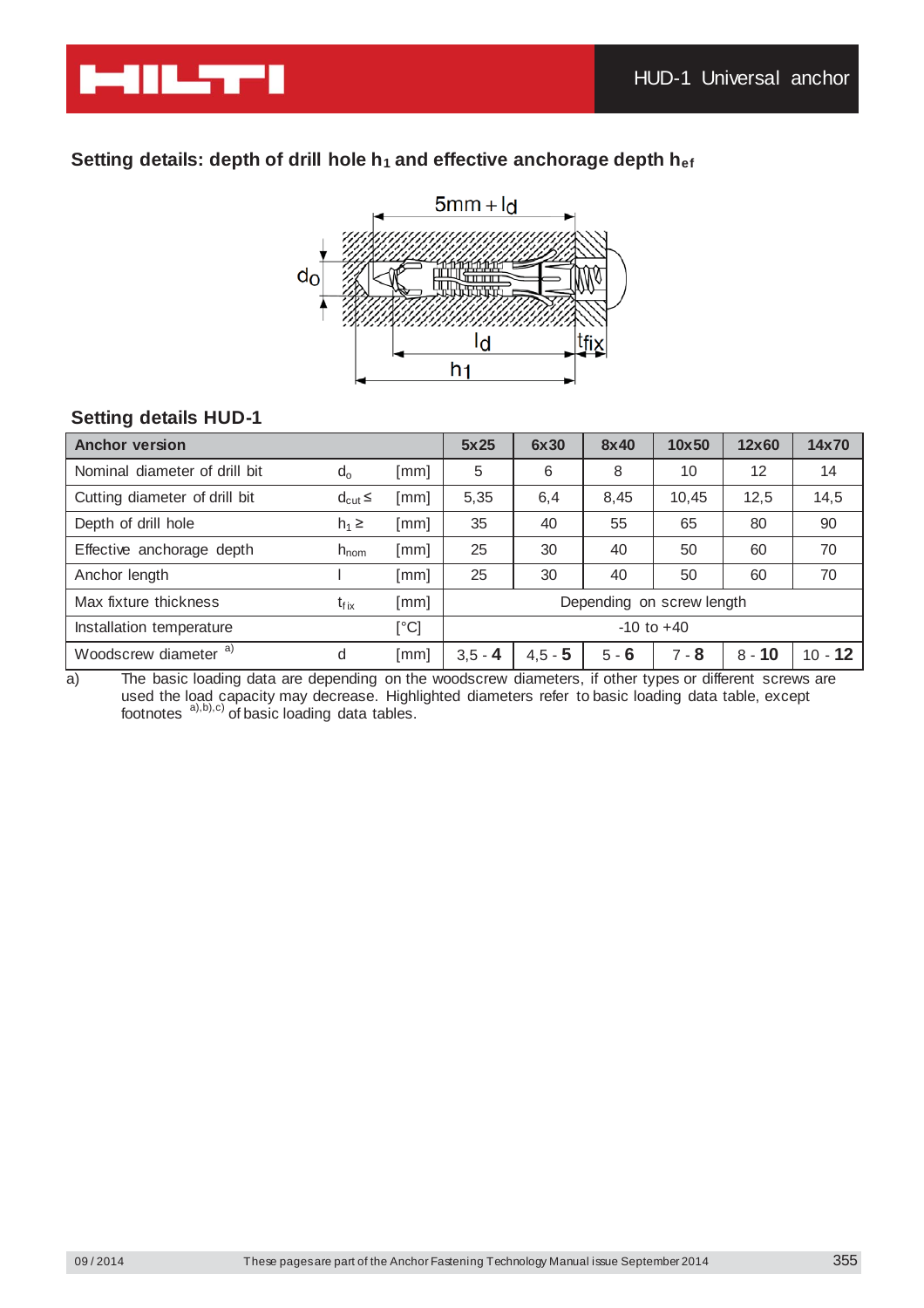## Setting details: depth of drill hole $h_1$ and effective anchorage depth $h_{ef}$

## Setting details HUD-1

| Anchor version | | | 5x25 | 6x30 | 8x40 | 10x50 | 12x60 | 14x70 |
|---|---|---|---|---|---|---|---|---|
| Nominal diameter of drill bit | $d_o$ | [mm] | 5 | 6 | 8 | 10 | 12 | 14 |
| Cutting diameter of drill bit | $d_{cut} \leq$ | [mm] | 5,35 | 6,4 | 8,45 | 10,45 | 12,5 | 14,5 |
| Depth of drill hole | $h_1 \geq$ | [mm] | 35 | 40 | 55 | 65 | 80 | 90 |
| Effective anchorage depth | $h_{nom}$ | [mm] | 25 | 30 | 40 | 50 | 60 | 70 |
| Anchor length | l | [mm] | 25 | 30 | 40 | 50 | 60 | 70 |
| Max fixture thickness | $t_{fix}$ | [mm] | Depending on screw length | | | | | |
| Installation temperature | | [°C] | -10 to +40 | | | | | |
| Woodscrew diameter [a] | d | [mm] | 3,5 - **4** | 4,5 - **5** | 5 - **6** | 7 - **8** | 8 - **10** | 10 - **12** |

a) The basic loading data are depending on the woodscrew diameters, if other types or different screws are used the load capacity may decrease. Highlighted diameters refer to basic loading data table, except footnotes [a),b),c)] of basic loading data tables.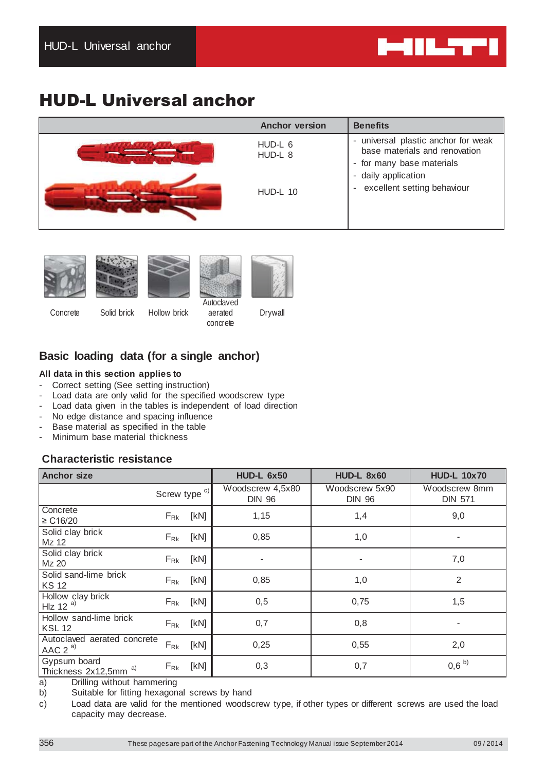# HUD-L Universal anchor

| Anchor version | Benefits |
|---|---|
| HUD-L 6<br>HUD-L 8<br>HUD-L 10 | - universal plastic anchor for weak base materials and renovation<br>- for many base materials<br>- daily application<br>- excellent setting behaviour |

Concrete  Solid brick  Hollow brick  Autoclaved aerated concrete  Drywall

## Basic loading data (for a single anchor)

**All data in this section applies to**

- Correct setting (See setting instruction)
- Load data are only valid for the specified woodscrew type
- Load data given in the tables is independent of load direction
- No edge distance and spacing influence
- Base material as specified in the table
- Minimum base material thickness

### Characteristic resistance

| Anchor size | | | HUD-L 6x50 | HUD-L 8x60 | HUD-L 10x70 |
|---|---|---|---|---|---|
| | Screw type [c)] | | Woodscrew 4,5x80 DIN 96 | Woodscrew 5x90 DIN 96 | Woodscrew 8mm DIN 571 |
| Concrete ≥ C16/20 | $F_{Rk}$ | [kN] | 1,15 | 1,4 | 9,0 |
| Solid clay brick Mz 12 | $F_{Rk}$ | [kN] | 0,85 | 1,0 | - |
| Solid clay brick Mz 20 | $F_{Rk}$ | [kN] | - | - | 7,0 |
| Solid sand-lime brick KS 12 | $F_{Rk}$ | [kN] | 0,85 | 1,0 | 2 |
| Hollow clay brick Hlz 12 [a)] | $F_{Rk}$ | [kN] | 0,5 | 0,75 | 1,5 |
| Hollow sand-lime brick KSL 12 | $F_{Rk}$ | [kN] | 0,7 | 0,8 | - |
| Autoclaved aerated concrete AAC 2 [a)] | $F_{Rk}$ | [kN] | 0,25 | 0,55 | 2,0 |
| Gypsum board Thickness 2x12,5mm [a)] | $F_{Rk}$ | [kN] | 0,3 | 0,7 | 0,6 [b)] |

a) Drilling without hammering

b) Suitable for fitting hexagonal screws by hand

c) Load data are valid for the mentioned woodscrew type, if other types or different screws are used the load capacity may decrease.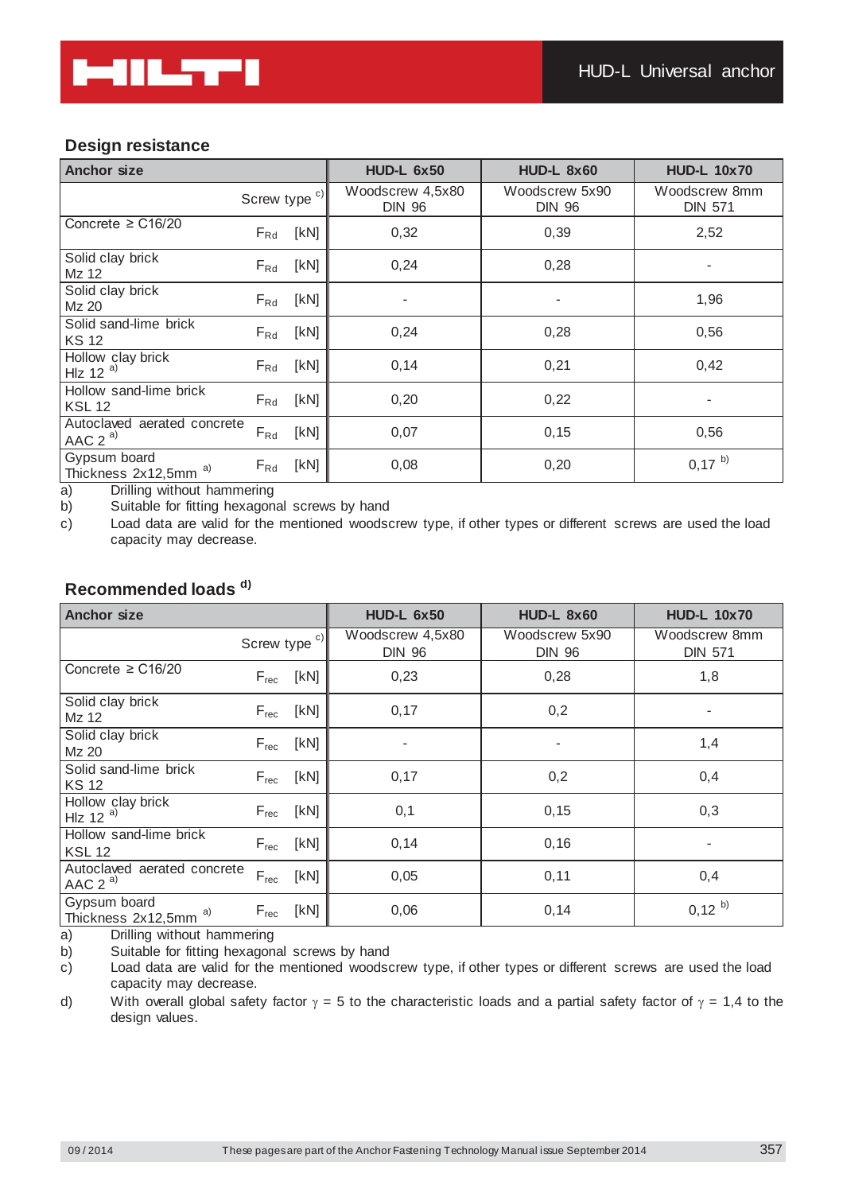## Design resistance

| Anchor size | | | HUD-L 6x50 | HUD-L 8x60 | HUD-L 10x70 |
|---|---|---|---|---|---|
| | Screw type [c)] | | Woodscrew 4,5x80 DIN 96 | Woodscrew 5x90 DIN 96 | Woodscrew 8mm DIN 571 |
| Concrete ≥ C16/20 | $F_{Rd}$ | [kN] | 0,32 | 0,39 | 2,52 |
| Solid clay brick Mz 12 | $F_{Rd}$ | [kN] | 0,24 | 0,28 | - |
| Solid clay brick Mz 20 | $F_{Rd}$ | [kN] | - | - | 1,96 |
| Solid sand-lime brick KS 12 | $F_{Rd}$ | [kN] | 0,24 | 0,28 | 0,56 |
| Hollow clay brick Hlz 12 [a)] | $F_{Rd}$ | [kN] | 0,14 | 0,21 | 0,42 |
| Hollow sand-lime brick KSL 12 | $F_{Rd}$ | [kN] | 0,20 | 0,22 | - |
| Autoclaved aerated concrete AAC 2 [a)] | $F_{Rd}$ | [kN] | 0,07 | 0,15 | 0,56 |
| Gypsum board Thickness 2x12,5mm [a)] | $F_{Rd}$ | [kN] | 0,08 | 0,20 | 0,17 [b)] |

a) Drilling without hammering
b) Suitable for fitting hexagonal screws by hand
c) Load data are valid for the mentioned woodscrew type, if other types or different screws are used the load capacity may decrease.

## Recommended loads [d)]

| Anchor size | | | HUD-L 6x50 | HUD-L 8x60 | HUD-L 10x70 |
|---|---|---|---|---|---|
| | Screw type [c)] | | Woodscrew 4,5x80 DIN 96 | Woodscrew 5x90 DIN 96 | Woodscrew 8mm DIN 571 |
| Concrete ≥ C16/20 | $F_{rec}$ | [kN] | 0,23 | 0,28 | 1,8 |
| Solid clay brick Mz 12 | $F_{rec}$ | [kN] | 0,17 | 0,2 | - |
| Solid clay brick Mz 20 | $F_{rec}$ | [kN] | - | - | 1,4 |
| Solid sand-lime brick KS 12 | $F_{rec}$ | [kN] | 0,17 | 0,2 | 0,4 |
| Hollow clay brick Hlz 12 [a)] | $F_{rec}$ | [kN] | 0,1 | 0,15 | 0,3 |
| Hollow sand-lime brick KSL 12 | $F_{rec}$ | [kN] | 0,14 | 0,16 | - |
| Autoclaved aerated concrete AAC 2 [a)] | $F_{rec}$ | [kN] | 0,05 | 0,11 | 0,4 |
| Gypsum board Thickness 2x12,5mm [a)] | $F_{rec}$ | [kN] | 0,06 | 0,14 | 0,12 [b)] |

a) Drilling without hammering
b) Suitable for fitting hexagonal screws by hand
c) Load data are valid for the mentioned woodscrew type, if other types or different screws are used the load capacity may decrease.
d) With overall global safety factor $\gamma$ = 5 to the characteristic loads and a partial safety factor of $\gamma$ = 1,4 to the design values.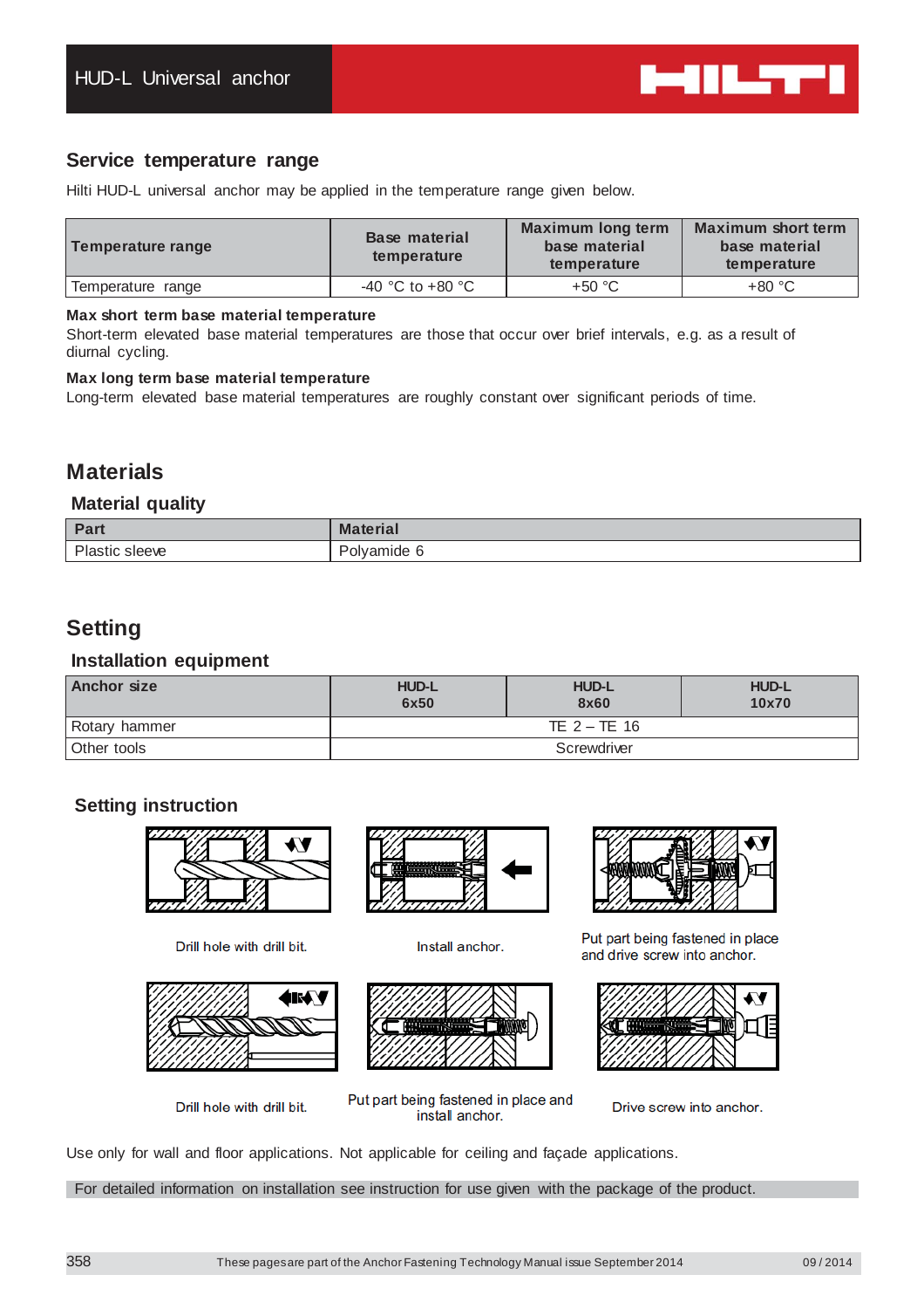## Service temperature range

Hilti HUD-L universal anchor may be applied in the temperature range given below.

| Temperature range | Base material temperature | Maximum long term base material temperature | Maximum short term base material temperature |
|---|---|---|---|
| Temperature range | -40 °C to +80 °C | +50 °C | +80 °C |

**Max short term base material temperature**
Short-term elevated base material temperatures are those that occur over brief intervals, e.g. as a result of diurnal cycling.

**Max long term base material temperature**
Long-term elevated base material temperatures are roughly constant over significant periods of time.

## Materials

### Material quality

| Part | Material |
|---|---|
| Plastic sleeve | Polyamide 6 |

## Setting

### Installation equipment

| Anchor size | HUD-L 6x50 | HUD-L 8x60 | HUD-L 10x70 |
|---|---|---|---|
| Rotary hammer | TE 2 – TE 16 | | |
| Other tools | Screwdriver | | |

### Setting instruction

Drill hole with drill bit.

Install anchor.

Put part being fastened in place and drive screw into anchor.

Drill hole with drill bit.

Put part being fastened in place and install anchor.

Drive screw into anchor.

Use only for wall and floor applications. Not applicable for ceiling and façade applications.

For detailed information on installation see instruction for use given with the package of the product.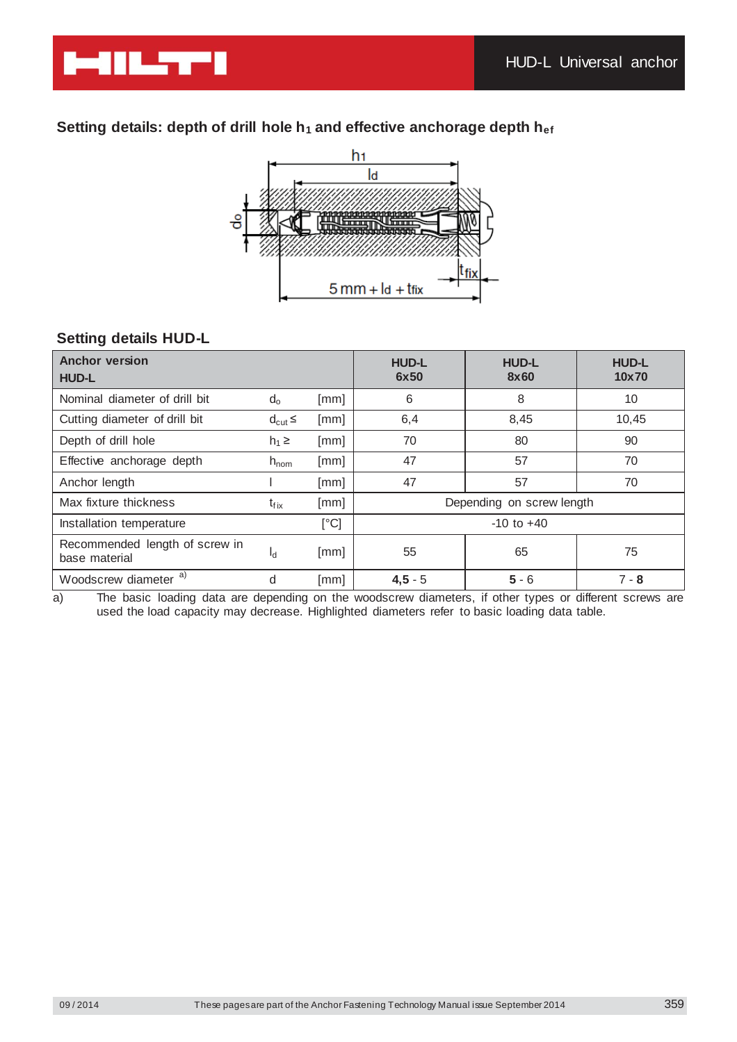## Setting details: depth of drill hole $h_1$ and effective anchorage depth $h_{ef}$

$h_1$

$l_d$

$d_0$

$t_{fix}$

5 mm + $l_d$ + $t_{fix}$

## Setting details HUD-L

| Anchor version HUD-L | | | HUD-L 6x50 | HUD-L 8x60 | HUD-L 10x70 |
|---|---|---|---|---|---|
| Nominal diameter of drill bit | $d_0$ | [mm] | 6 | 8 | 10 |
| Cutting diameter of drill bit | $d_{cut} \leq$ | [mm] | 6,4 | 8,45 | 10,45 |
| Depth of drill hole | $h_1 \geq$ | [mm] | 70 | 80 | 90 |
| Effective anchorage depth | $h_{nom}$ | [mm] | 47 | 57 | 70 |
| Anchor length | l | [mm] | 47 | 57 | 70 |
| Max fixture thickness | $t_{fix}$ | [mm] | Depending on screw length | | |
| Installation temperature | | [°C] | -10 to +40 | | |
| Recommended length of screw in base material | $l_d$ | [mm] | 55 | 65 | 75 |
| Woodscrew diameter [a)] | d | [mm] | **4,5** - 5 | **5** - 6 | 7 - **8** |

a) The basic loading data are depending on the woodscrew diameters, if other types or different screws are used the load capacity may decrease. Highlighted diameters refer to basic loading data table.